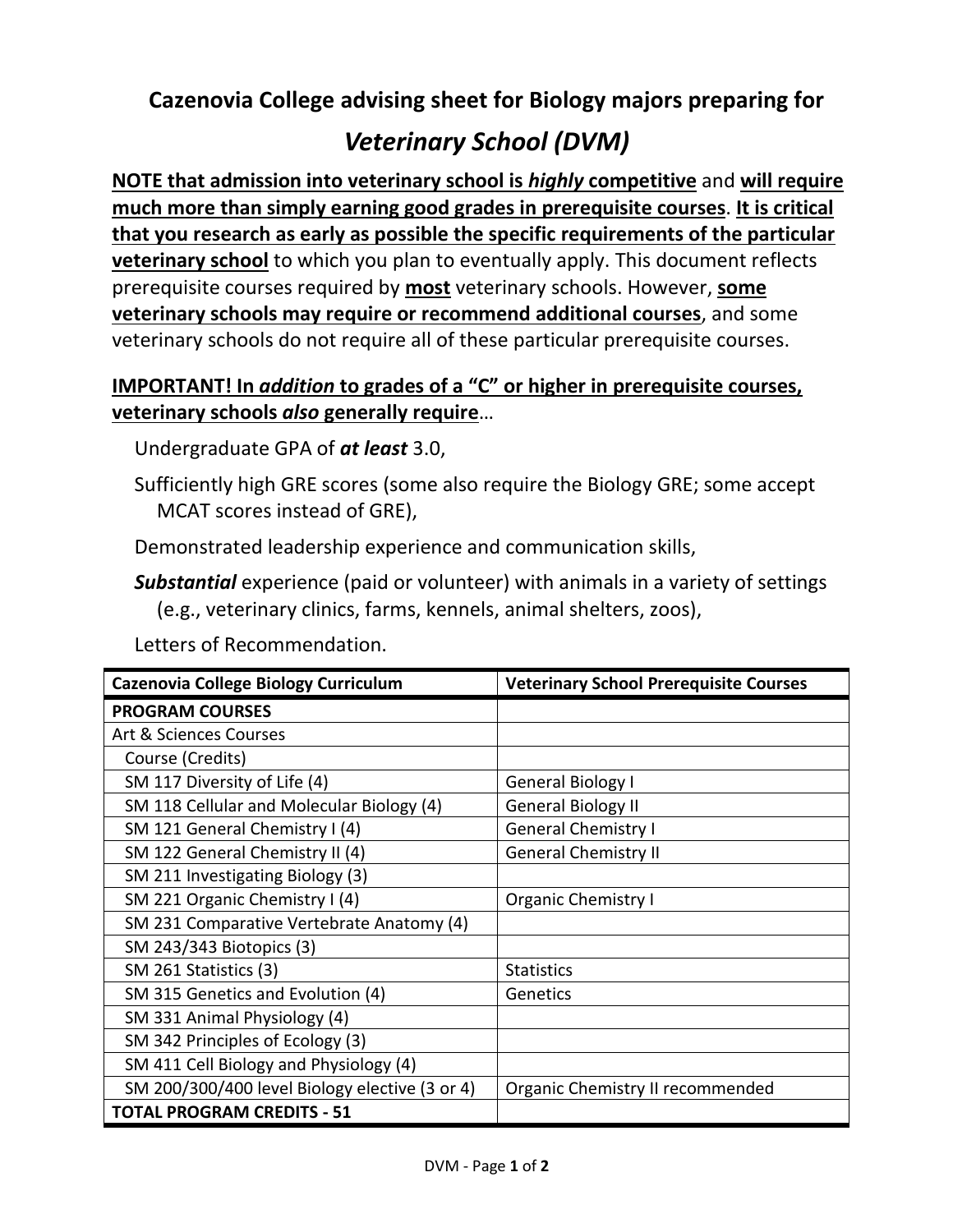# Cazenovia College advising sheet for Biology majors preparing for

## *Veterinary School (DVM)*

**NOTE that admission into veterinary school is *highly* competitive** and **will require much more than simply earning good grades in prerequisite courses**. **It is critical that you research as early as possible the specific requirements of the particular veterinary school** to which you plan to eventually apply. This document reflects prerequisite courses required by **most** veterinary schools. However, **some veterinary schools may require or recommend additional courses**, and some veterinary schools do not require all of these particular prerequisite courses.

**IMPORTANT! In *addition* to grades of a "C" or higher in prerequisite courses, veterinary schools *also* generally require**…

- Undergraduate GPA of ***at least*** 3.0,
- Sufficiently high GRE scores (some also require the Biology GRE; some accept MCAT scores instead of GRE),
- Demonstrated leadership experience and communication skills,
- ***Substantial*** experience (paid or volunteer) with animals in a variety of settings (e.g., veterinary clinics, farms, kennels, animal shelters, zoos),
- Letters of Recommendation.

| Cazenovia College Biology Curriculum | Veterinary School Prerequisite Courses |
|---|---|
| **PROGRAM COURSES** | |
| Art & Sciences Courses | |
| Course (Credits) | |
| SM 117 Diversity of Life (4) | General Biology I |
| SM 118 Cellular and Molecular Biology (4) | General Biology II |
| SM 121 General Chemistry I (4) | General Chemistry I |
| SM 122 General Chemistry II (4) | General Chemistry II |
| SM 211 Investigating Biology (3) | |
| SM 221 Organic Chemistry I (4) | Organic Chemistry I |
| SM 231 Comparative Vertebrate Anatomy (4) | |
| SM 243/343 Biotopics (3) | |
| SM 261 Statistics (3) | Statistics |
| SM 315 Genetics and Evolution (4) | Genetics |
| SM 331 Animal Physiology (4) | |
| SM 342 Principles of Ecology (3) | |
| SM 411 Cell Biology and Physiology (4) | |
| SM 200/300/400 level Biology elective (3 or 4) | Organic Chemistry II recommended |
| **TOTAL PROGRAM CREDITS - 51** | |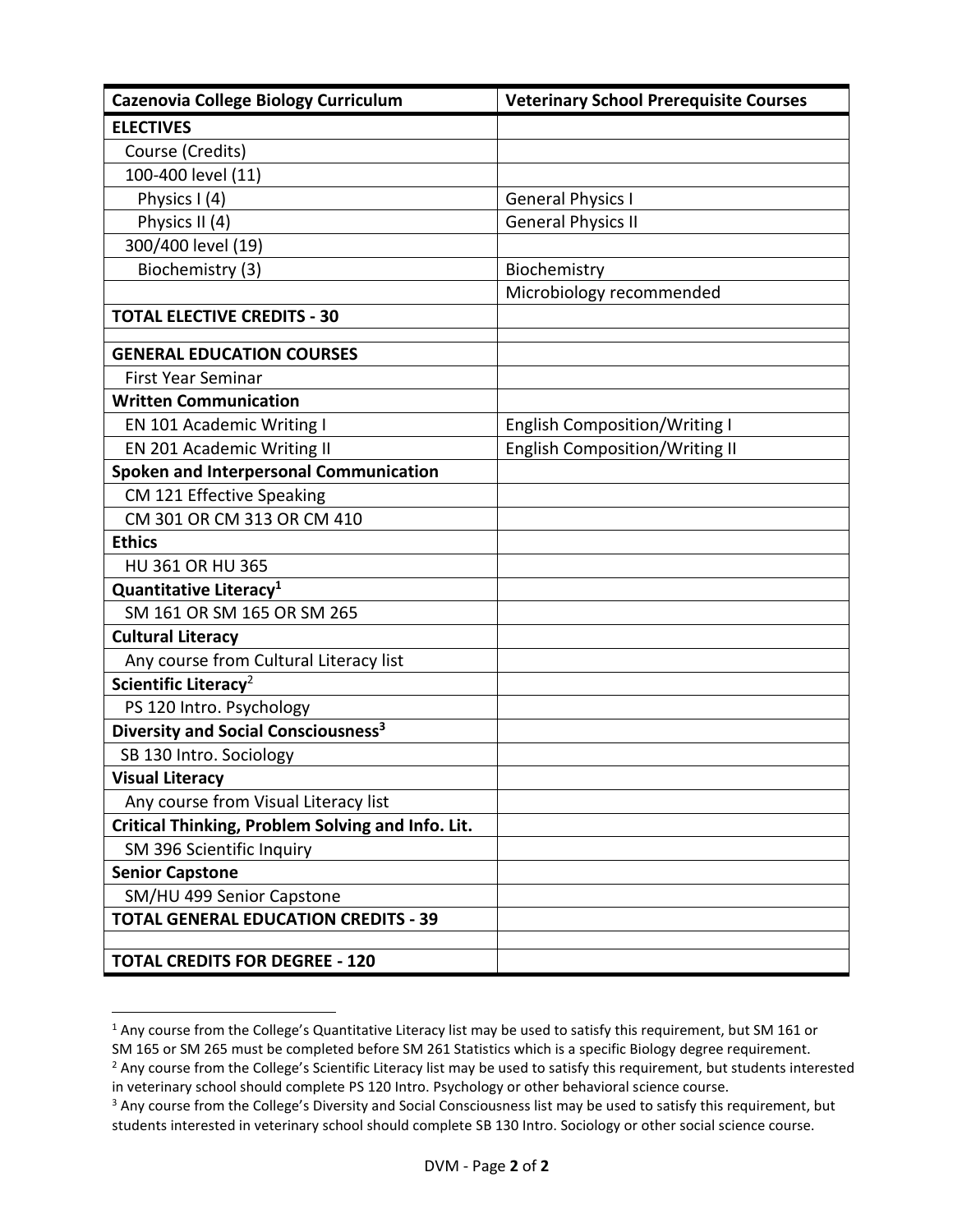| Cazenovia College Biology Curriculum | Veterinary School Prerequisite Courses |
|---|---|
| **ELECTIVES** | |
| Course (Credits) | |
| 100-400 level (11) | |
| Physics I (4) | General Physics I |
| Physics II (4) | General Physics II |
| 300/400 level (19) | |
| Biochemistry (3) | Biochemistry |
| | Microbiology recommended |
| **TOTAL ELECTIVE CREDITS - 30** | |
| | |
| **GENERAL EDUCATION COURSES** | |
| First Year Seminar | |
| **Written Communication** | |
| EN 101 Academic Writing I | English Composition/Writing I |
| EN 201 Academic Writing II | English Composition/Writing II |
| **Spoken and Interpersonal Communication** | |
| CM 121 Effective Speaking | |
| CM 301 OR CM 313 OR CM 410 | |
| **Ethics** | |
| HU 361 OR HU 365 | |
| **Quantitative Literacy**[1] | |
| SM 161 OR SM 165 OR SM 265 | |
| **Cultural Literacy** | |
| Any course from Cultural Literacy list | |
| **Scientific Literacy**[2] | |
| PS 120 Intro. Psychology | |
| **Diversity and Social Consciousness**[3] | |
| SB 130 Intro. Sociology | |
| **Visual Literacy** | |
| Any course from Visual Literacy list | |
| **Critical Thinking, Problem Solving and Info. Lit.** | |
| SM 396 Scientific Inquiry | |
| **Senior Capstone** | |
| SM/HU 499 Senior Capstone | |
| **TOTAL GENERAL EDUCATION CREDITS - 39** | |
| | |
| **TOTAL CREDITS FOR DEGREE - 120** | |

[1] Any course from the College's Quantitative Literacy list may be used to satisfy this requirement, but SM 161 or SM 165 or SM 265 must be completed before SM 261 Statistics which is a specific Biology degree requirement.

[2] Any course from the College's Scientific Literacy list may be used to satisfy this requirement, but students interested in veterinary school should complete PS 120 Intro. Psychology or other behavioral science course.

[3] Any course from the College's Diversity and Social Consciousness list may be used to satisfy this requirement, but students interested in veterinary school should complete SB 130 Intro. Sociology or other social science course.